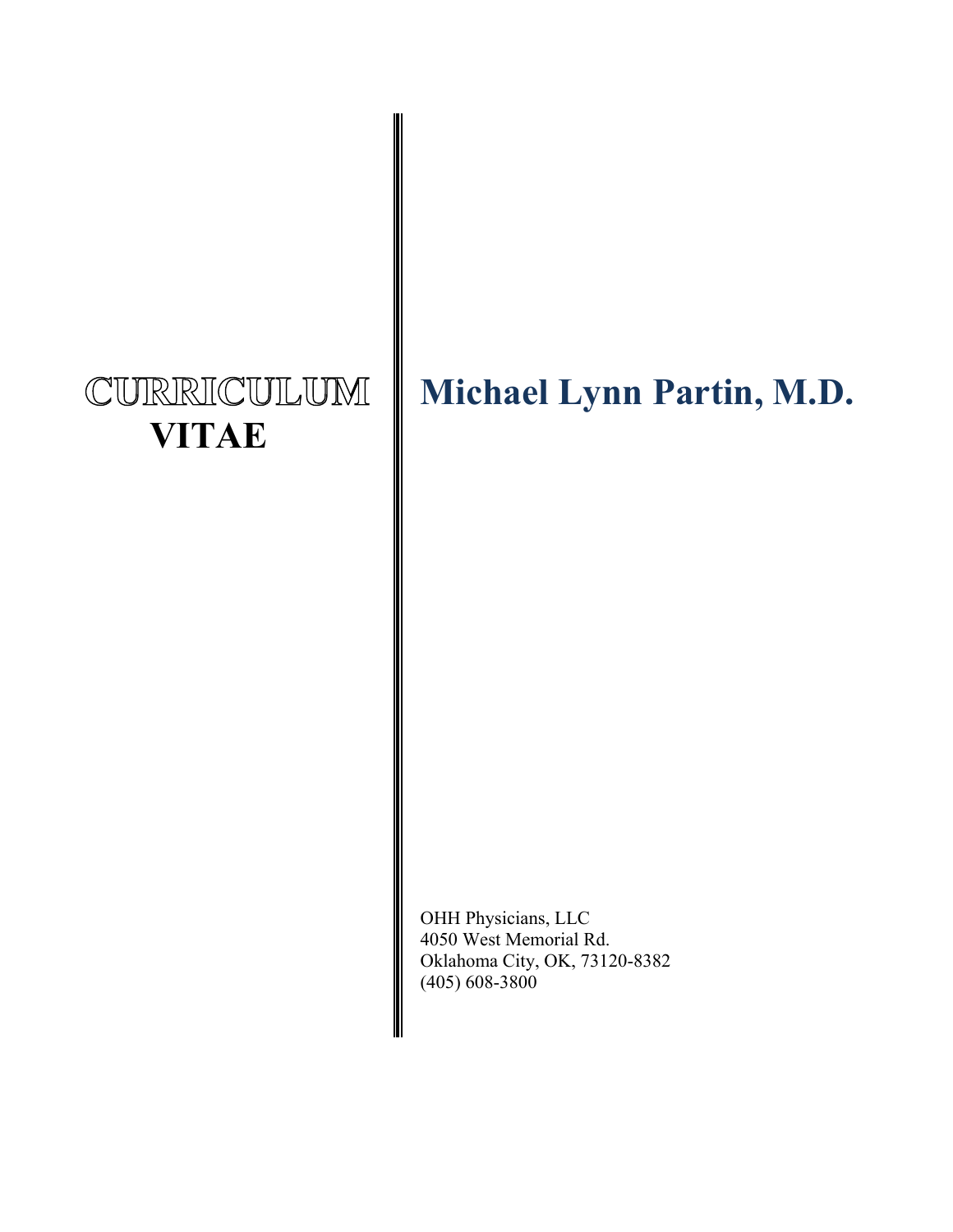# CURRICULUM VITAE

# Michael Lynn Partin, M.D.

OHH Physicians, LLC
4050 West Memorial Rd.
Oklahoma City, OK, 73120-8382
(405) 608-3800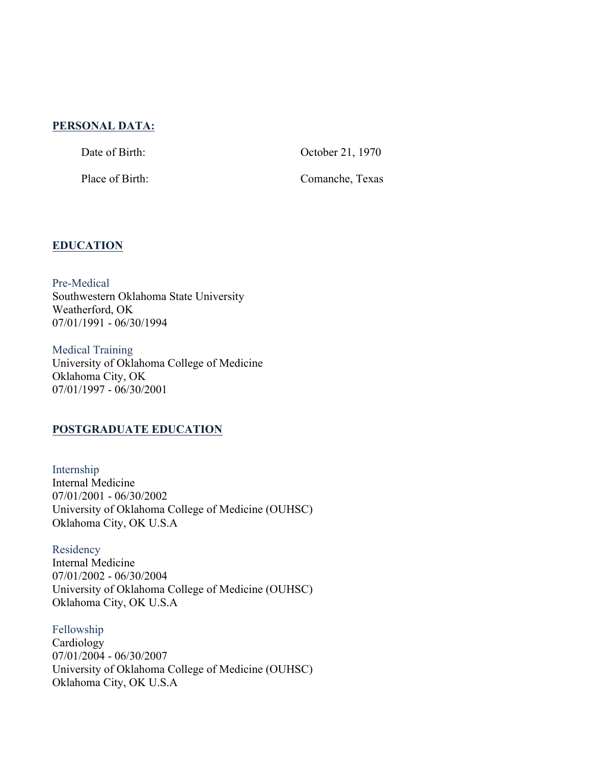## PERSONAL DATA:

Date of Birth: October 21, 1970

Place of Birth: Comanche, Texas

## EDUCATION

### Pre-Medical
Southwestern Oklahoma State University
Weatherford, OK
07/01/1991 - 06/30/1994

### Medical Training
University of Oklahoma College of Medicine
Oklahoma City, OK
07/01/1997 - 06/30/2001

## POSTGRADUATE EDUCATION

### Internship
Internal Medicine
07/01/2001 - 06/30/2002
University of Oklahoma College of Medicine (OUHSC)
Oklahoma City, OK U.S.A

### Residency
Internal Medicine
07/01/2002 - 06/30/2004
University of Oklahoma College of Medicine (OUHSC)
Oklahoma City, OK U.S.A

### Fellowship
Cardiology
07/01/2004 - 06/30/2007
University of Oklahoma College of Medicine (OUHSC)
Oklahoma City, OK U.S.A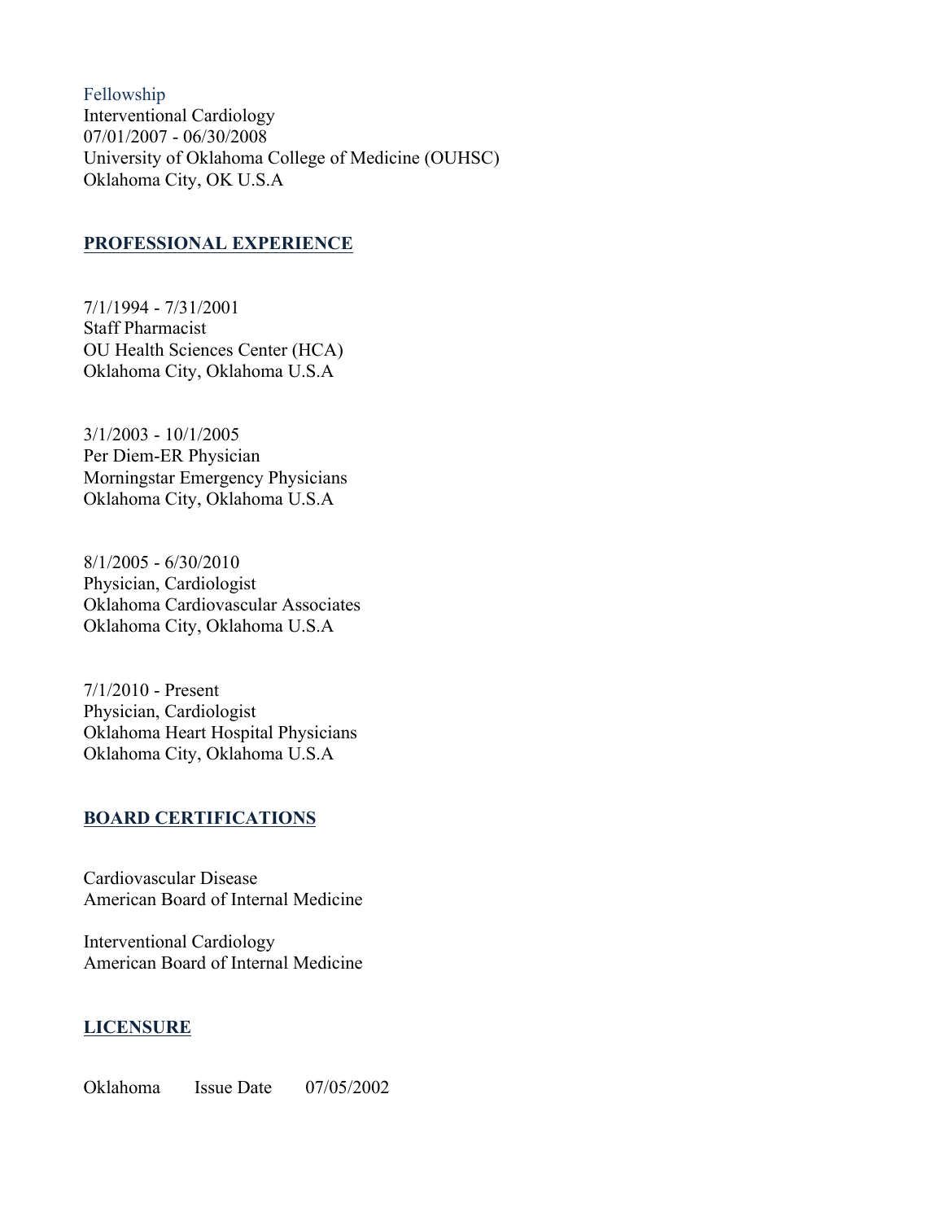### Fellowship

Interventional Cardiology
07/01/2007 - 06/30/2008
University of Oklahoma College of Medicine (OUHSC)
Oklahoma City, OK U.S.A

## PROFESSIONAL EXPERIENCE

7/1/1994 - 7/31/2001
Staff Pharmacist
OU Health Sciences Center (HCA)
Oklahoma City, Oklahoma U.S.A

3/1/2003 - 10/1/2005
Per Diem-ER Physician
Morningstar Emergency Physicians
Oklahoma City, Oklahoma U.S.A

8/1/2005 - 6/30/2010
Physician, Cardiologist
Oklahoma Cardiovascular Associates
Oklahoma City, Oklahoma U.S.A

7/1/2010 - Present
Physician, Cardiologist
Oklahoma Heart Hospital Physicians
Oklahoma City, Oklahoma U.S.A

## BOARD CERTIFICATIONS

Cardiovascular Disease
American Board of Internal Medicine

Interventional Cardiology
American Board of Internal Medicine

## LICENSURE

Oklahoma Issue Date 07/05/2002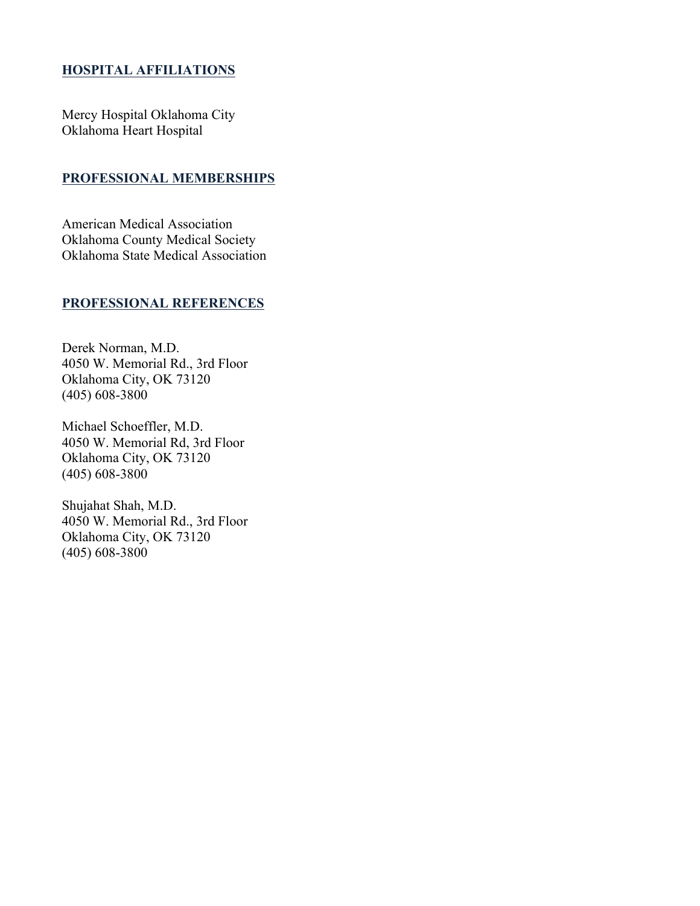## HOSPITAL AFFILIATIONS

Mercy Hospital Oklahoma City
Oklahoma Heart Hospital

## PROFESSIONAL MEMBERSHIPS

American Medical Association
Oklahoma County Medical Society
Oklahoma State Medical Association

## PROFESSIONAL REFERENCES

Derek Norman, M.D.
4050 W. Memorial Rd., 3rd Floor
Oklahoma City, OK 73120
(405) 608-3800

Michael Schoeffler, M.D.
4050 W. Memorial Rd, 3rd Floor
Oklahoma City, OK 73120
(405) 608-3800

Shujahat Shah, M.D.
4050 W. Memorial Rd., 3rd Floor
Oklahoma City, OK 73120
(405) 608-3800